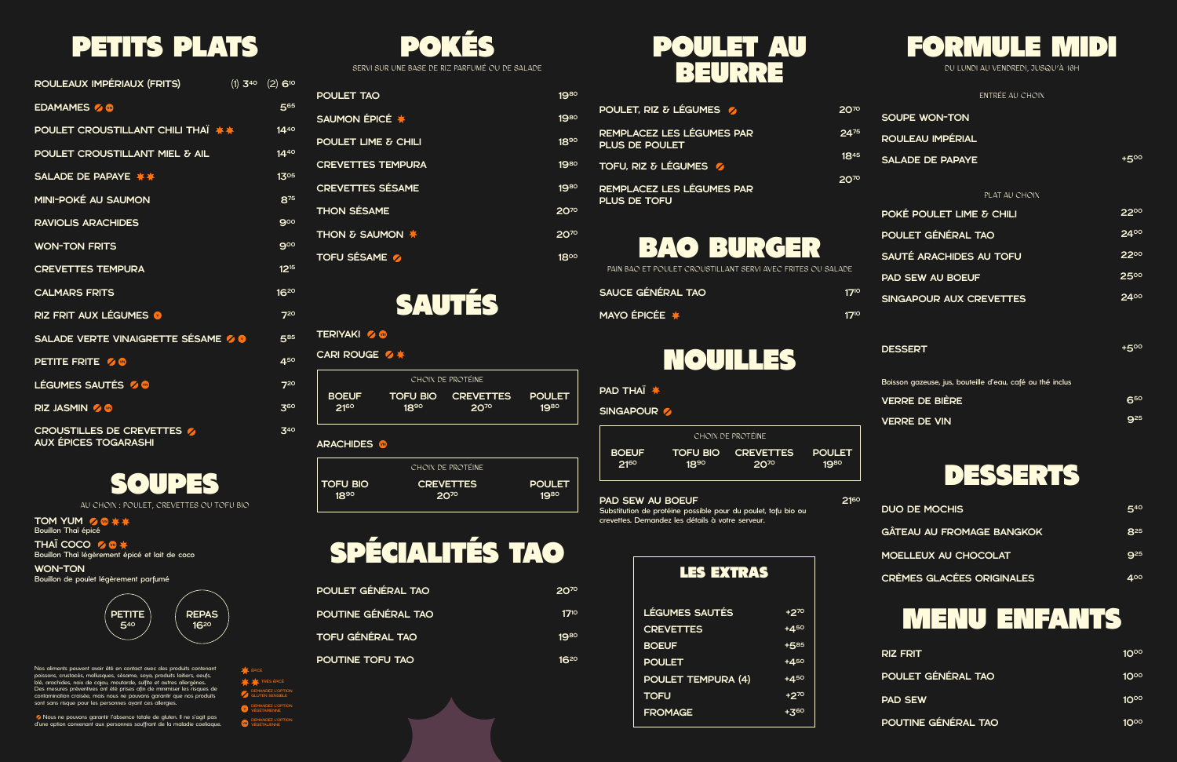# PETITS PLATS

| | |
|---|---|
| ROULEAUX IMPÉRIAUX (FRITS) | (1) 3.40 (2) 6.10 |
| EDAMAMES | 5.65 |
| POULET CROUSTILLANT CHILI THAÏ | 14.40 |
| POULET CROUSTILLANT MIEL & AIL | 14.40 |
| SALADE DE PAPAYE | 13.05 |
| MINI-POKÉ AU SAUMON | 8.75 |
| RAVIOLIS ARACHIDES | 9.00 |
| WON-TON FRITS | 9.00 |
| CREVETTES TEMPURA | 12.15 |
| CALMARS FRITS | 16.20 |
| RIZ FRIT AUX LÉGUMES | 7.20 |
| SALADE VERTE VINAIGRETTE SÉSAME | 5.85 |
| PETITE FRITE | 4.50 |
| LÉGUMES SAUTÉS | 7.20 |
| RIZ JASMIN | 3.60 |
| CROUSTILLES DE CREVETTES AUX ÉPICES TOGARASHI | 3.40 |

# SOUPES

AU CHOIX : POULET, CREVETTES OU TOFU BIO

**TOM YUM**
Bouillon Thaï épicé

**THAÏ COCO**
Bouillon Thaï légèrement épicé et lait de coco

**WON-TON**
Bouillon de poulet légèrement parfumé

PETITE 5.40 — REPAS 16.20

Nos aliments peuvent avoir été en contact avec des produits contenant poissons, crustacés, mollusques, sésame, soya, produits laitiers, oeufs, blé, arachides, noix de cajou, moutarde, sulfite et autres allergènes. Des mesures préventives ont été prises afin de minimiser les risques de contamination croisée, mais nous ne pouvons garantir que nos produits sont sans risque pour les personnes ayant ces allergènes.

Nous ne pouvons garantir l'absence totale de gluten. Il ne s'agit pas d'une option convenant aux personnes souffrant de la maladie coeliaque.

ÉPICÉ
TRÈS ÉPICÉ
DEMANDEZ L'OPTION GLUTEN SENSIBLE
DEMANDEZ L'OPTION VÉGÉTARIENNE
DEMANDEZ L'OPTION VÉGÉTALIENNE

# POKÉS

SERVI SUR UNE BASE DE RIZ PARFUMÉ OU DE SALADE

| | |
|---|---|
| POULET TAO | 19.80 |
| SAUMON ÉPICÉ | 19.80 |
| POULET LIME & CHILI | 18.90 |
| CREVETTES TEMPURA | 19.80 |
| CREVETTES SÉSAME | 19.80 |
| THON SÉSAME | 20.70 |
| THON & SAUMON | 20.70 |
| TOFU SÉSAME | 18.00 |

# SAUTÉS

TERIYAKI

CARI ROUGE

| CHOIX DE PROTÉINE | | | |
|---|---|---|---|
| BOEUF | TOFU BIO | CREVETTES | POULET |
| 21.60 | 18.90 | 20.70 | 19.80 |

ARACHIDES

| CHOIX DE PROTÉINE | | |
|---|---|---|
| TOFU BIO | CREVETTES | POULET |
| 18.90 | 20.70 | 19.80 |

# SPÉCIALITÉS TAO

| | |
|---|---|
| POULET GÉNÉRAL TAO | 20.70 |
| POUTINE GÉNÉRAL TAO | 17.10 |
| TOFU GÉNÉRAL TAO | 19.80 |
| POUTINE TOFU TAO | 16.20 |

# POULET AU BEURRE

| | |
|---|---|
| POULET, RIZ & LÉGUMES | 20.70 |
| REMPLACEZ LES LÉGUMES PAR PLUS DE POULET | 24.75 |
| TOFU, RIZ & LÉGUMES | 18.45 |
| REMPLACEZ LES LÉGUMES PAR PLUS DE TOFU | 20.70 |

# BAO BURGER

PAIN BAO ET POULET CROUSTILLANT SERVI AVEC FRITES OU SALADE

| | |
|---|---|
| SAUCE GÉNÉRAL TAO | 17.10 |
| MAYO ÉPICÉE | 17.10 |

# NOUILLES

PAD THAÏ

SINGAPOUR

| CHOIX DE PROTÉINE | | | |
|---|---|---|---|
| BOEUF | TOFU BIO | CREVETTES | POULET |
| 21.60 | 18.90 | 20.70 | 19.80 |

**PAD SEW AU BOEUF** 21.60
Substitution de protéine possible pour du poulet, tofu bio ou crevettes. Demandez les détails à votre serveur.

## LES EXTRAS

| | |
|---|---|
| LÉGUMES SAUTÉS | +2.70 |
| CREVETTES | +4.50 |
| BOEUF | +5.85 |
| POULET | +4.50 |
| POULET TEMPURA (4) | +4.50 |
| TOFU | +2.70 |
| FROMAGE | +3.60 |

# FORMULE MIDI

DU LUNDI AU VENDREDI, JUSQU'À 16H

ENTRÉE AU CHOIX

| | |
|---|---|
| SOUPE WON-TON | |
| ROULEAU IMPÉRIAL | |
| SALADE DE PAPAYE | +5.00 |

PLAT AU CHOIX

| | |
|---|---|
| POKÉ POULET LIME & CHILI | 22.00 |
| POULET GÉNÉRAL TAO | 24.00 |
| SAUTÉ ARACHIDES AU TOFU | 22.00 |
| PAD SEW AU BOEUF | 25.00 |
| SINGAPOUR AUX CREVETTES | 24.00 |

| | |
|---|---|
| DESSERT | +5.00 |

Boisson gazeuse, jus, bouteille d'eau, café ou thé inclus

| | |
|---|---|
| VERRE DE BIÈRE | 6.50 |
| VERRE DE VIN | 9.25 |

# DESSERTS

| | |
|---|---|
| DUO DE MOCHIS | 5.40 |
| GÂTEAU AU FROMAGE BANGKOK | 8.25 |
| MOELLEUX AU CHOCOLAT | 9.25 |
| CRÈMES GLACÉES ORIGINALES | 4.00 |

# MENU ENFANTS

| | |
|---|---|
| RIZ FRIT | 10.00 |
| POULET GÉNÉRAL TAO | 10.00 |
| PAD SEW | 10.00 |
| POUTINE GÉNÉRAL TAO | 10.00 |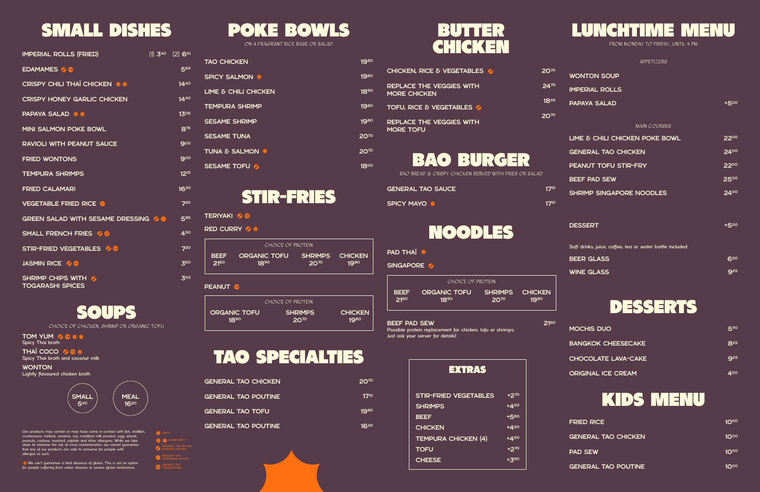# SMALL DISHES

| | |
|---|---|
| IMPERIAL ROLLS (FRIED) | (1) 3.40 (2) 6.10 |
| EDAMAMES | 5.65 |
| CRISPY CHILI THAÏ CHICKEN | 14.40 |
| CRISPY HONEY GARLIC CHICKEN | 14.40 |
| PAPAYA SALAD | 13.05 |
| MINI SALMON POKE BOWL | 8.75 |
| RAVIOLI WITH PEANUT SAUCE | 9.00 |
| FRIED WONTONS | 9.00 |
| TEMPURA SHRIMPS | 12.15 |
| FRIED CALAMARI | 16.20 |
| VEGETABLE FRIED RICE | 7.20 |
| GREEN SALAD WITH SESAME DRESSING | 5.85 |
| SMALL FRENCH FRIES | 4.50 |
| STIR-FRIED VEGETABLES | 7.20 |
| JASMIN RICE | 3.60 |
| SHRIMP CHIPS WITH TOGARASHI SPICES | 3.40 |

# SOUPS

CHOICE OF CHICKEN, SHRIMP OR ORGANIC TOFU

**TOM YUM**
Spicy Thai broth

**THAÏ COCO**
Spicy Thai broth and coconut milk

**WONTON**
Lightly flavoured chicken broth

SMALL 5.40 — MEAL 16.20

Our products may contain or may have come in contact with fish, shellfish, crustaceans, mollusk, sesame, soy, modified milk product, egg, wheat, peanuts, cashew, mustard, sulphite and other allergens. While we take steps to minimize the risk of cross contamination, we cannot guarantee that any of our products are safe to consume for people with allergies to such.

We can't guarantee a total absence of gluten. This is not an option for people suffering from celiac disease or severe gluten intolerance.

SPICY
SUPER SPICY
REQUEST THE GLUTEN SENSITIVE OPTION
REQUEST THE VEGETARIAN OPTION
REQUEST THE VEGAN OPTION

# POKE BOWLS

ON A FRAGRANT RICE BASE OR SALAD

| | |
|---|---|
| TAO CHICKEN | 19.80 |
| SPICY SALMON | 19.80 |
| LIME & CHILI CHICKEN | 18.90 |
| TEMPURA SHRIMP | 19.80 |
| SESAME SHRIMP | 19.80 |
| SESAME TUNA | 20.70 |
| TUNA & SALMON | 20.70 |
| SESAME TOFU | 18.00 |

# STIR-FRIES

TERIYAKI

RED CURRY

| CHOICE OF PROTEIN | | | |
|---|---|---|---|
| BEEF | ORGANIC TOFU | SHRIMPS | CHICKEN |
| 21.60 | 18.90 | 20.70 | 19.80 |

PEANUT

| CHOICE OF PROTEIN | | |
|---|---|---|
| ORGANIC TOFU | SHRIMPS | CHICKEN |
| 18.90 | 20.70 | 19.80 |

# TAO SPECIALTIES

| | |
|---|---|
| GENERAL TAO CHICKEN | 20.70 |
| GENERAL TAO POUTINE | 17.10 |
| GENERAL TAO TOFU | 19.80 |
| GENERAL TAO POUTINE | 16.20 |

# BUTTER CHICKEN

| | |
|---|---|
| CHICKEN, RICE & VEGETABLES | 20.70 |
| REPLACE THE VEGGIES WITH MORE CHICKEN | 24.75 |
| TOFU, RICE & VEGETABLES | 18.45 |
| REPLACE THE VEGGIES WITH MORE TOFU | 20.70 |

# BAO BURGER

BAO BREAD & CRISPY CHICKEN SERVED WITH FRIES OR SALAD

| | |
|---|---|
| GENERAL TAO SAUCE | 17.10 |
| SPICY MAYO | 17.10 |

# NOODLES

PAD THAÏ

SINGAPORE

| CHOICE OF PROTEIN | | | |
|---|---|---|---|
| BEEF | ORGANIC TOFU | SHRIMPS | CHICKEN |
| 21.60 | 18.90 | 20.70 | 19.80 |

**BEEF PAD SEW** 21.60
Possible protein replacement for chicken, tofu or shrimps.
Just ask your server for details!

# EXTRAS

| | |
|---|---|
| STIR-FRIED VEGETABLES | +2.70 |
| SHRIMPS | +4.50 |
| BEEF | +5.85 |
| CHICKEN | +4.50 |
| TEMPURA CHICKEN (4) | +4.50 |
| TOFU | +2.70 |
| CHEESE | +3.60 |

# LUNCHTIME MENU

FROM MONDAY TO FRIDAY, UNTIL 4 PM

APPETIZERS

| | |
|---|---|
| WONTON SOUP | |
| IMPERIAL ROLLS | |
| PAPAYA SALAD | +5.00 |

MAIN COURSES

| | |
|---|---|
| LIME & CHILI CHICKEN POKE BOWL | 22.00 |
| GENERAL TAO CHICKEN | 24.00 |
| PEANUT TOFU STIR-FRY | 22.00 |
| BEEF PAD SEW | 25.00 |
| SHRIMP SINGAPORE NOODLES | 24.00 |

| | |
|---|---|
| DESSERT | +5.00 |

Soft drinks, juice, coffee, tea or water bottle included

| | |
|---|---|
| BEER GLASS | 6.50 |
| WINE GLASS | 9.25 |

# DESSERTS

| | |
|---|---|
| MOCHIS DUO | 5.40 |
| BANGKOK CHEESECAKE | 8.25 |
| CHOCOLATE LAVA-CAKE | 9.25 |
| ORIGINAL ICE CREAM | 4.00 |

# KIDS MENU

| | |
|---|---|
| FRIED RICE | 10.00 |
| GENERAL TAO CHICKEN | 10.00 |
| PAD SEW | 10.00 |
| GENERAL TAO POUTINE | 10.00 |